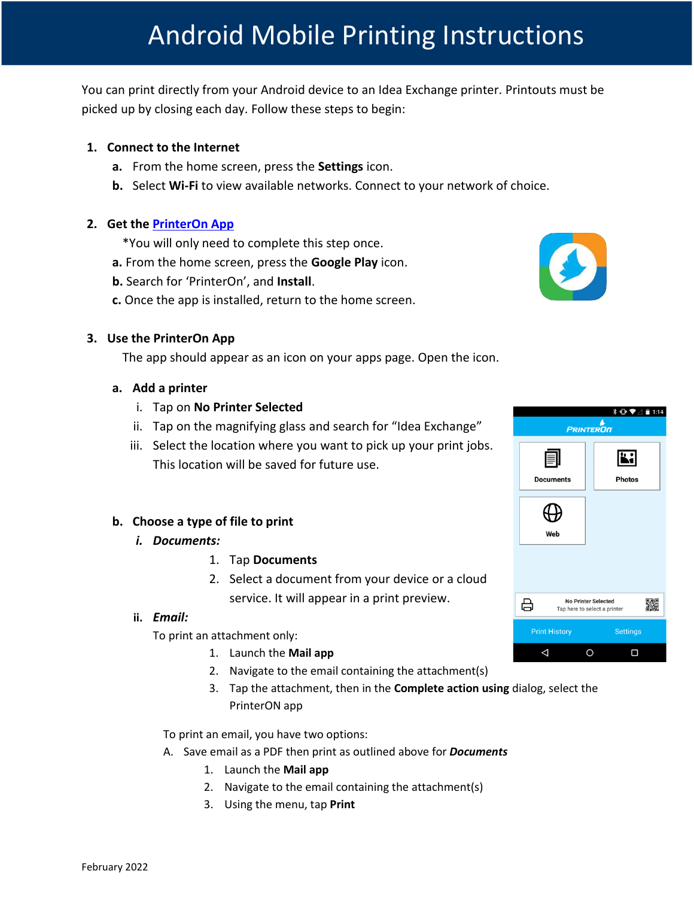# Android Mobile Printing Instructions

You can print directly from your Android device to an Idea Exchange printer. Printouts must be picked up by closing each day. Follow these steps to begin:

1. **Connect to the Internet**
   - a. From the home screen, press the **Settings** icon.
   - b. Select **Wi-Fi** to view available networks. Connect to your network of choice.

2. **Get the PrinterOn App**

   *You will only need to complete this step once.

   - **a.** From the home screen, press the **Google Play** icon.
   - **b.** Search for 'PrinterOn', and **Install**.
   - **c.** Once the app is installed, return to the home screen.

3. **Use the PrinterOn App**

   The app should appear as an icon on your apps page. Open the icon.

   - **a. Add a printer**
     - i. Tap on **No Printer Selected**
     - ii. Tap on the magnifying glass and search for "Idea Exchange"
     - iii. Select the location where you want to pick up your print jobs. This location will be saved for future use.

   - **b. Choose a type of file to print**
     - ***i. Documents:***
       1. Tap **Documents**
       2. Select a document from your device or a cloud service. It will appear in a print preview.
     - ***ii. Email:***

       To print an attachment only:

       1. Launch the **Mail app**
       2. Navigate to the email containing the attachment(s)
       3. Tap the attachment, then in the **Complete action using** dialog, select the PrinterON app

       To print an email, you have two options:

       A. Save email as a PDF then print as outlined above for ***Documents***

       1. Launch the **Mail app**
       2. Navigate to the email containing the attachment(s)
       3. Using the menu, tap **Print**

February 2022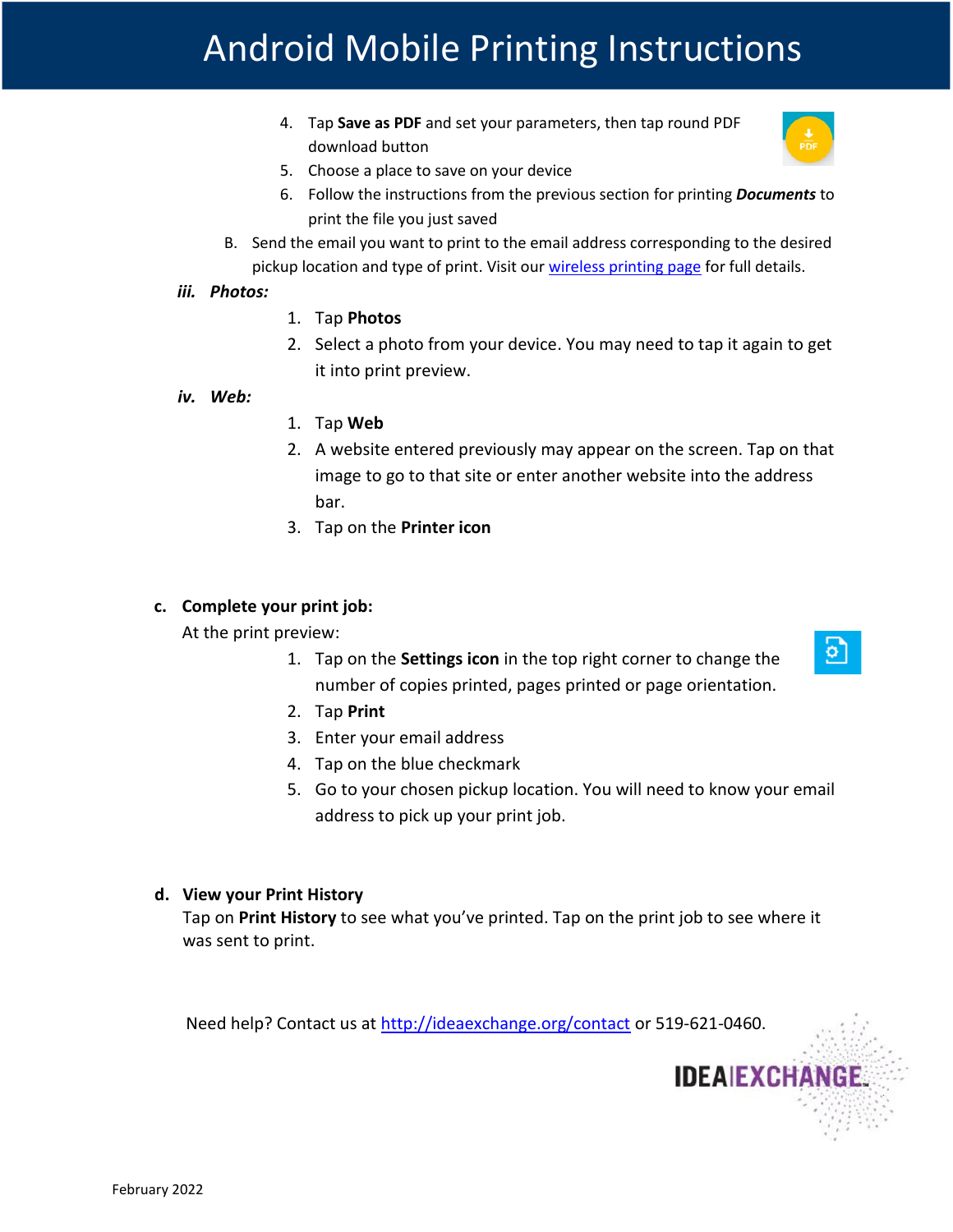# Android Mobile Printing Instructions

4. Tap **Save as PDF** and set your parameters, then tap round PDF download button
5. Choose a place to save on your device
6. Follow the instructions from the previous section for printing ***Documents*** to print the file you just saved

B. Send the email you want to print to the email address corresponding to the desired pickup location and type of print. Visit our wireless printing page for full details.

***iii. Photos:***

1. Tap **Photos**
2. Select a photo from your device. You may need to tap it again to get it into print preview.

***iv. Web:***

1. Tap **Web**
2. A website entered previously may appear on the screen. Tap on that image to go to that site or enter another website into the address bar.
3. Tap on the **Printer icon**

**c. Complete your print job:**

At the print preview:

1. Tap on the **Settings icon** in the top right corner to change the number of copies printed, pages printed or page orientation.
2. Tap **Print**
3. Enter your email address
4. Tap on the blue checkmark
5. Go to your chosen pickup location. You will need to know your email address to pick up your print job.

**d. View your Print History**

Tap on **Print History** to see what you've printed. Tap on the print job to see where it was sent to print.

Need help? Contact us at http://ideaexchange.org/contact or 519-621-0460.

IDEA|EXCHANGE

February 2022